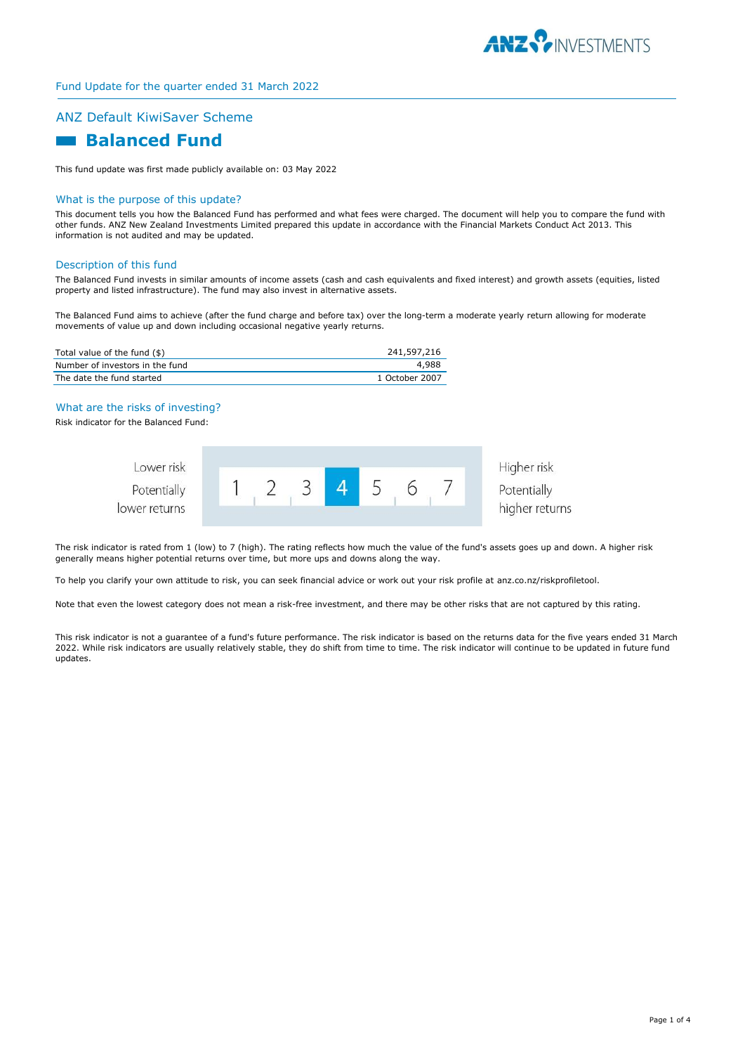Fund Update for the quarter ended 31 March 2022

## ANZ Default KiwiSaver Scheme

# Balanced Fund

This fund update was first made publicly available on: 03 May 2022

### What is the purpose of this update?

This document tells you how the Balanced Fund has performed and what fees were charged. The document will help you to compare the fund with other funds. ANZ New Zealand Investments Limited prepared this update in accordance with the Financial Markets Conduct Act 2013. This information is not audited and may be updated.

### Description of this fund

The Balanced Fund invests in similar amounts of income assets (cash and cash equivalents and fixed interest) and growth assets (equities, listed property and listed infrastructure). The fund may also invest in alternative assets.

The Balanced Fund aims to achieve (after the fund charge and before tax) over the long-term a moderate yearly return allowing for moderate movements of value up and down including occasional negative yearly returns.

| | |
|---|---|
| Total value of the fund ($) | 241,597,216 |
| Number of investors in the fund | 4,988 |
| The date the fund started | 1 October 2007 |

### What are the risks of investing?

Risk indicator for the Balanced Fund:

| Lower risk<br>Potentially lower returns | 1 | 2 | 3 | **4** | 5 | 6 | 7 | Higher risk<br>Potentially higher returns |
|---|---|---|---|---|---|---|---|---|

The risk indicator is rated from 1 (low) to 7 (high). The rating reflects how much the value of the fund's assets goes up and down. A higher risk generally means higher potential returns over time, but more ups and downs along the way.

To help you clarify your own attitude to risk, you can seek financial advice or work out your risk profile at anz.co.nz/riskprofiletool.

Note that even the lowest category does not mean a risk-free investment, and there may be other risks that are not captured by this rating.

This risk indicator is not a guarantee of a fund's future performance. The risk indicator is based on the returns data for the five years ended 31 March 2022. While risk indicators are usually relatively stable, they do shift from time to time. The risk indicator will continue to be updated in future fund updates.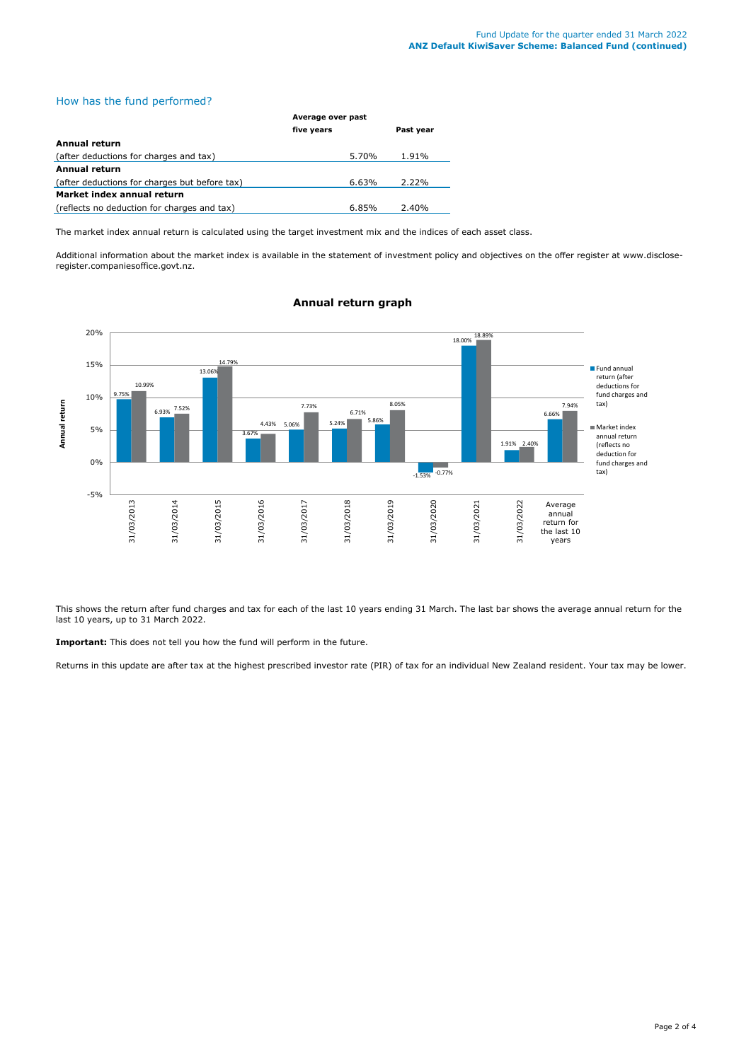## How has the fund performed?

| | Average over past five years | Past year |
|---|---|---|
| **Annual return** | | |
| (after deductions for charges and tax) | 5.70% | 1.91% |
| **Annual return** | | |
| (after deductions for charges but before tax) | 6.63% | 2.22% |
| **Market index annual return** | | |
| (reflects no deduction for charges and tax) | 6.85% | 2.40% |

The market index annual return is calculated using the target investment mix and the indices of each asset class.

Additional information about the market index is available in the statement of investment policy and objectives on the offer register at www.disclose-register.companiesoffice.govt.nz.

**Annual return graph**

| | Fund annual return (after deductions for fund charges and tax) | Market index annual return (reflects no deduction for fund charges and tax) |
|---|---|---|
| 31/03/2013 | 9.75% | 10.99% |
| 31/03/2014 | 6.93% | 7.52% |
| 31/03/2015 | 13.06% | 14.79% |
| 31/03/2016 | 3.67% | 4.43% |
| 31/03/2017 | 5.06% | 7.73% |
| 31/03/2018 | 5.24% | 6.71% |
| 31/03/2019 | 5.86% | 8.05% |
| 31/03/2020 | -1.53% | -0.77% |
| 31/03/2021 | 18.00% | 18.89% |
| 31/03/2022 | 1.91% | 2.40% |
| Average annual return for the last 10 years | 6.66% | 7.94% |

This shows the return after fund charges and tax for each of the last 10 years ending 31 March. The last bar shows the average annual return for the last 10 years, up to 31 March 2022.

**Important:** This does not tell you how the fund will perform in the future.

Returns in this update are after tax at the highest prescribed investor rate (PIR) of tax for an individual New Zealand resident. Your tax may be lower.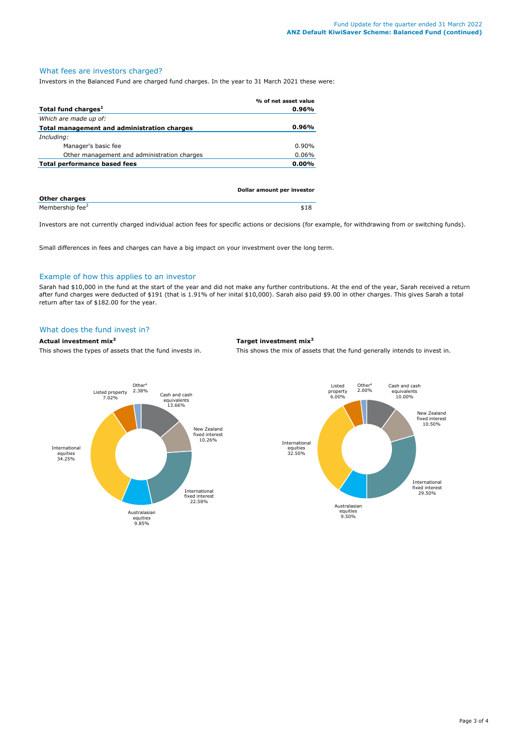## What fees are investors charged?

Investors in the Balanced Fund are charged fund charges. In the year to 31 March 2021 these were:

| | % of net asset value |
|---|---|
| **Total fund charges[1]** | **0.96%** |
| *Which are made up of:* | |
| **Total management and administration charges** | **0.96%** |
| *Including:* | |
| Manager's basic fee | 0.90% |
| Other management and administration charges | 0.06% |
| **Total performance based fees** | **0.00%** |

| | Dollar amount per investor |
|---|---|
| **Other charges** | |
| Membership fee[2] | $18 |

Investors are not currently charged individual action fees for specific actions or decisions (for example, for withdrawing from or switching funds).

Small differences in fees and charges can have a big impact on your investment over the long term.

## Example of how this applies to an investor

Sarah had $10,000 in the fund at the start of the year and did not make any further contributions. At the end of the year, Sarah received a return after fund charges were deducted of $191 (that is 1.91% of her inital $10,000). Sarah also paid $9.00 in other charges. This gives Sarah a total return after tax of $182.00 for the year.

## What does the fund invest in?

**Actual investment mix[3]**

This shows the types of assets that the fund invests in.

| Asset | Actual |
|---|---|
| Cash and cash equivalents | 13.66% |
| New Zealand fixed interest | 10.26% |
| International fixed interest | 22.58% |
| Australasian equities | 9.85% |
| International equities | 34.25% |
| Listed property | 7.02% |
| Other[4] | 2.38% |

**Target investment mix[3]**

This shows the mix of assets that the fund generally intends to invest in.

| Asset | Target |
|---|---|
| Cash and cash equivalents | 10.00% |
| New Zealand fixed interest | 10.50% |
| International fixed interest | 29.50% |
| Australasian equities | 9.50% |
| International equities | 32.50% |
| Listed property | 6.00% |
| Other[4] | 2.00% |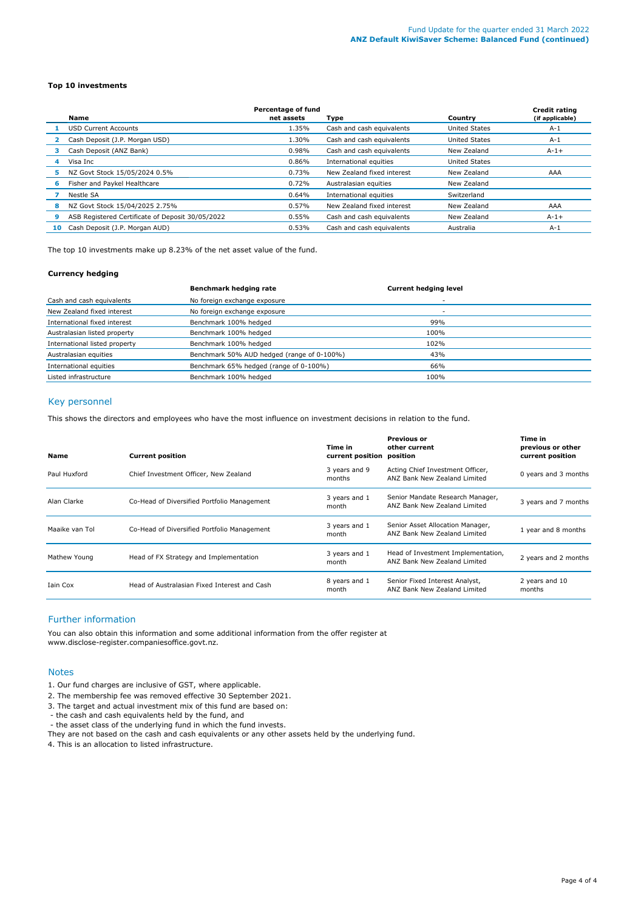### Top 10 investments

| | Name | Percentage of fund net assets | Type | Country | Credit rating (if applicable) |
|---|---|---|---|---|---|
| 1 | USD Current Accounts | 1.35% | Cash and cash equivalents | United States | A-1 |
| 2 | Cash Deposit (J.P. Morgan USD) | 1.30% | Cash and cash equivalents | United States | A-1 |
| 3 | Cash Deposit (ANZ Bank) | 0.98% | Cash and cash equivalents | New Zealand | A-1+ |
| 4 | Visa Inc | 0.86% | International equities | United States | |
| 5 | NZ Govt Stock 15/05/2024 0.5% | 0.73% | New Zealand fixed interest | New Zealand | AAA |
| 6 | Fisher and Paykel Healthcare | 0.72% | Australasian equities | New Zealand | |
| 7 | Nestle SA | 0.64% | International equities | Switzerland | |
| 8 | NZ Govt Stock 15/04/2025 2.75% | 0.57% | New Zealand fixed interest | New Zealand | AAA |
| 9 | ASB Registered Certificate of Deposit 30/05/2022 | 0.55% | Cash and cash equivalents | New Zealand | A-1+ |
| 10 | Cash Deposit (J.P. Morgan AUD) | 0.53% | Cash and cash equivalents | Australia | A-1 |

The top 10 investments make up 8.23% of the net asset value of the fund.

### Currency hedging

| | Benchmark hedging rate | Current hedging level |
|---|---|---|
| Cash and cash equivalents | No foreign exchange exposure | - |
| New Zealand fixed interest | No foreign exchange exposure | - |
| International fixed interest | Benchmark 100% hedged | 99% |
| Australasian listed property | Benchmark 100% hedged | 100% |
| International listed property | Benchmark 100% hedged | 102% |
| Australasian equities | Benchmark 50% AUD hedged (range of 0-100%) | 43% |
| International equities | Benchmark 65% hedged (range of 0-100%) | 66% |
| Listed infrastructure | Benchmark 100% hedged | 100% |

## Key personnel

This shows the directors and employees who have the most influence on investment decisions in relation to the fund.

| Name | Current position | Time in current position | Previous or other current position | Time in previous or other current position |
|---|---|---|---|---|
| Paul Huxford | Chief Investment Officer, New Zealand | 3 years and 9 months | Acting Chief Investment Officer, ANZ Bank New Zealand Limited | 0 years and 3 months |
| Alan Clarke | Co-Head of Diversified Portfolio Management | 3 years and 1 month | Senior Mandate Research Manager, ANZ Bank New Zealand Limited | 3 years and 7 months |
| Maaike van Tol | Co-Head of Diversified Portfolio Management | 3 years and 1 month | Senior Asset Allocation Manager, ANZ Bank New Zealand Limited | 1 year and 8 months |
| Mathew Young | Head of FX Strategy and Implementation | 3 years and 1 month | Head of Investment Implementation, ANZ Bank New Zealand Limited | 2 years and 2 months |
| Iain Cox | Head of Australasian Fixed Interest and Cash | 8 years and 1 month | Senior Fixed Interest Analyst, ANZ Bank New Zealand Limited | 2 years and 10 months |

## Further information

You can also obtain this information and some additional information from the offer register at www.disclose-register.companiesoffice.govt.nz.

## Notes

1. Our fund charges are inclusive of GST, where applicable.
2. The membership fee was removed effective 30 September 2021.
3. The target and actual investment mix of this fund are based on:
 - the cash and cash equivalents held by the fund, and
 - the asset class of the underlying fund in which the fund invests.

They are not based on the cash and cash equivalents or any other assets held by the underlying fund.

4. This is an allocation to listed infrastructure.